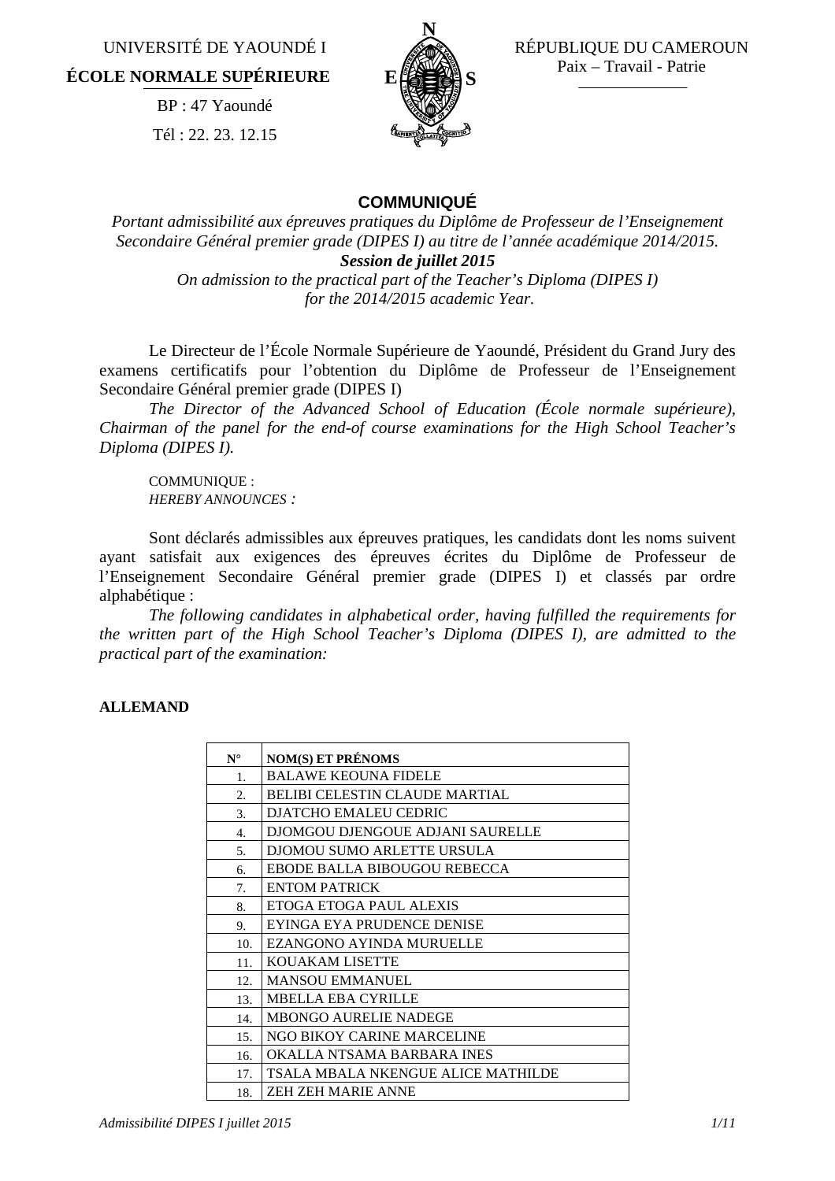UNIVERSITÉ DE YAOUNDÉ I

**ÉCOLE NORMALE SUPÉRIEURE**

BP : 47 Yaoundé

Tél : 22. 23. 12.15

RÉPUBLIQUE DU CAMEROUN

Paix – Travail - Patrie

## COMMUNIQUÉ

*Portant admissibilité aux épreuves pratiques du Diplôme de Professeur de l'Enseignement Secondaire Général premier grade (DIPES I) au titre de l'année académique 2014/2015.*

***Session de juillet 2015***

*On admission to the practical part of the Teacher's Diploma (DIPES I) for the 2014/2015 academic Year.*

Le Directeur de l'École Normale Supérieure de Yaoundé, Président du Grand Jury des examens certificatifs pour l'obtention du Diplôme de Professeur de l'Enseignement Secondaire Général premier grade (DIPES I)

*The Director of the Advanced School of Education (École normale supérieure), Chairman of the panel for the end-of course examinations for the High School Teacher's Diploma (DIPES I).*

COMMUNIQUE :

*HEREBY ANNOUNCES :*

Sont déclarés admissibles aux épreuves pratiques, les candidats dont les noms suivent ayant satisfait aux exigences des épreuves écrites du Diplôme de Professeur de l'Enseignement Secondaire Général premier grade (DIPES I) et classés par ordre alphabétique :

*The following candidates in alphabetical order, having fulfilled the requirements for the written part of the High School Teacher's Diploma (DIPES I), are admitted to the practical part of the examination:*

**ALLEMAND**

| N° | NOM(S) ET PRÉNOMS |
|---|---|
| 1. | BALAWE KEOUNA FIDELE |
| 2. | BELIBI CELESTIN CLAUDE MARTIAL |
| 3. | DJATCHO EMALEU CEDRIC |
| 4. | DJOMGOU DJENGOUE ADJANI SAURELLE |
| 5. | DJOMOU SUMO ARLETTE URSULA |
| 6. | EBODE BALLA BIBOUGOU REBECCA |
| 7. | ENTOM PATRICK |
| 8. | ETOGA ETOGA PAUL ALEXIS |
| 9. | EYINGA EYA PRUDENCE DENISE |
| 10. | EZANGONO AYINDA MURUELLE |
| 11. | KOUAKAM LISETTE |
| 12. | MANSOU EMMANUEL |
| 13. | MBELLA EBA CYRILLE |
| 14. | MBONGO AURELIE NADEGE |
| 15. | NGO BIKOY CARINE MARCELINE |
| 16. | OKALLA NTSAMA BARBARA INES |
| 17. | TSALA MBALA NKENGUE ALICE MATHILDE |
| 18. | ZEH ZEH MARIE ANNE |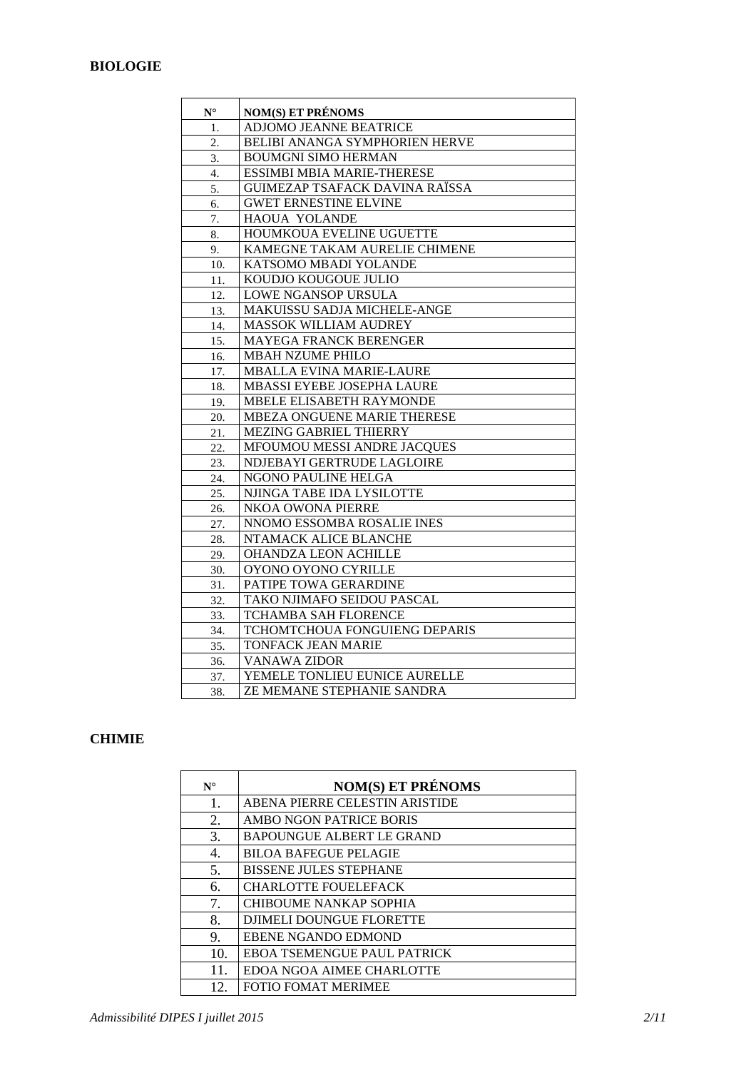**BIOLOGIE**

| N° | NOM(S) ET PRÉNOMS |
|---|---|
| 1. | ADJOMO JEANNE BEATRICE |
| 2. | BELIBI ANANGA SYMPHORIEN HERVE |
| 3. | BOUMGNI SIMO HERMAN |
| 4. | ESSIMBI MBIA MARIE-THERESE |
| 5. | GUIMEZAP TSAFACK DAVINA RAÏSSA |
| 6. | GWET ERNESTINE ELVINE |
| 7. | HAOUA YOLANDE |
| 8. | HOUMKOUA EVELINE UGUETTE |
| 9. | KAMEGNE TAKAM AURELIE CHIMENE |
| 10. | KATSOMO MBADI YOLANDE |
| 11. | KOUDJO KOUGOUE JULIO |
| 12. | LOWE NGANSOP URSULA |
| 13. | MAKUISSU SADJA MICHELE-ANGE |
| 14. | MASSOK WILLIAM AUDREY |
| 15. | MAYEGA FRANCK BERENGER |
| 16. | MBAH NZUME PHILO |
| 17. | MBALLA EVINA MARIE-LAURE |
| 18. | MBASSI EYEBE JOSEPHA LAURE |
| 19. | MBELE ELISABETH RAYMONDE |
| 20. | MBEZA ONGUENE MARIE THERESE |
| 21. | MEZING GABRIEL THIERRY |
| 22. | MFOUMOU MESSI ANDRE JACQUES |
| 23. | NDJEBAYI GERTRUDE LAGLOIRE |
| 24. | NGONO PAULINE HELGA |
| 25. | NJINGA TABE IDA LYSILOTTE |
| 26. | NKOA OWONA PIERRE |
| 27. | NNOMO ESSOMBA ROSALIE INES |
| 28. | NTAMACK ALICE BLANCHE |
| 29. | OHANDZA LEON ACHILLE |
| 30. | OYONO OYONO CYRILLE |
| 31. | PATIPE TOWA GERARDINE |
| 32. | TAKO NJIMAFO SEIDOU PASCAL |
| 33. | TCHAMBA SAH FLORENCE |
| 34. | TCHOMTCHOUA FONGUIENG DEPARIS |
| 35. | TONFACK JEAN MARIE |
| 36. | VANAWA ZIDOR |
| 37. | YEMELE TONLIEU EUNICE AURELLE |
| 38. | ZE MEMANE STEPHANIE SANDRA |

**CHIMIE**

| N° | NOM(S) ET PRÉNOMS |
|---|---|
| 1. | ABENA PIERRE CELESTIN ARISTIDE |
| 2. | AMBO NGON PATRICE BORIS |
| 3. | BAPOUNGUE ALBERT LE GRAND |
| 4. | BILOA BAFEGUE PELAGIE |
| 5. | BISSENE JULES STEPHANE |
| 6. | CHARLOTTE FOUELEFACK |
| 7. | CHIBOUME NANKAP SOPHIA |
| 8. | DJIMELI DOUNGUE FLORETTE |
| 9. | EBENE NGANDO EDMOND |
| 10. | EBOA TSEMENGUE PAUL PATRICK |
| 11. | EDOA NGOA AIMEE CHARLOTTE |
| 12. | FOTIO FOMAT MERIMEE |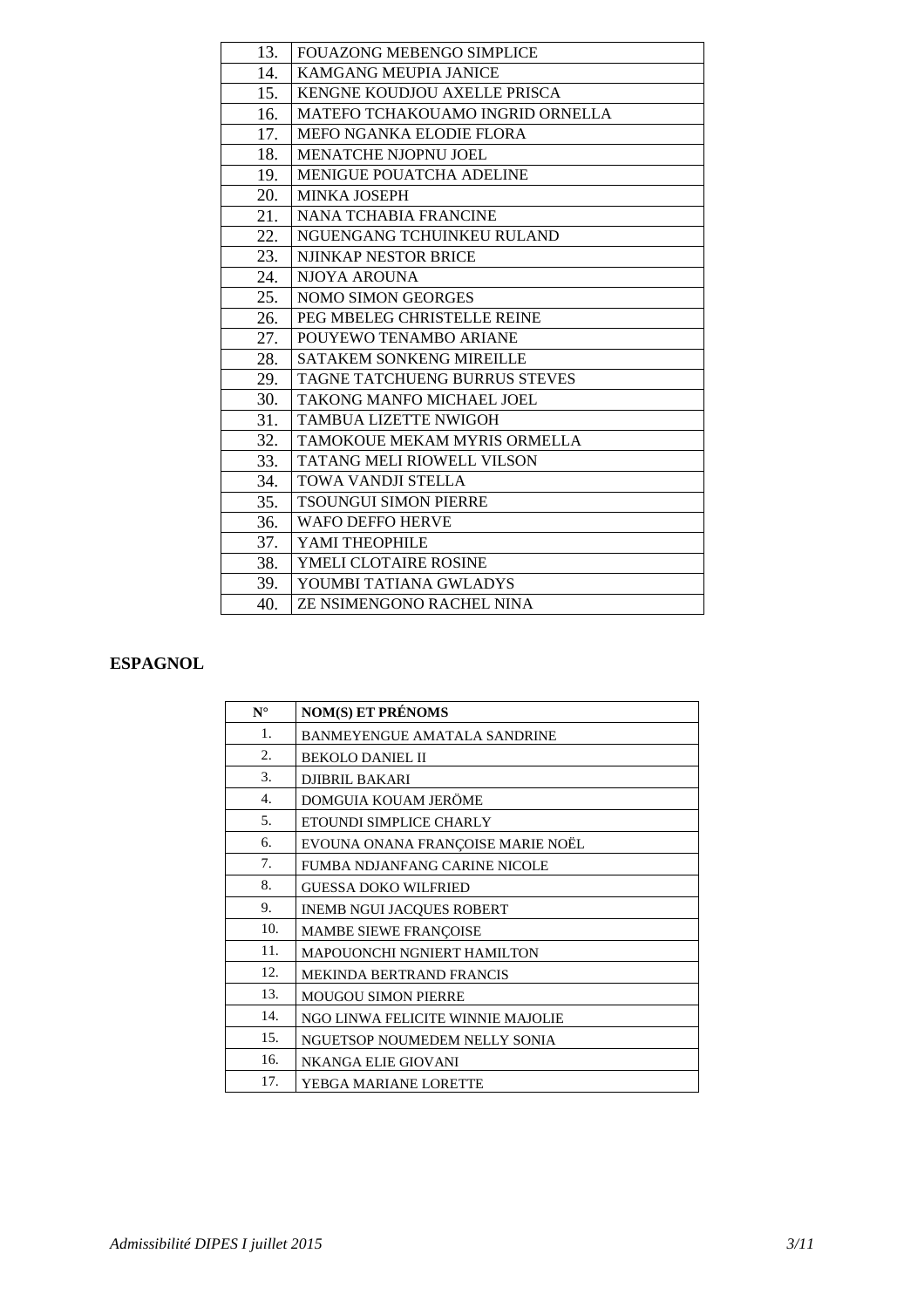| | |
|---|---|
| 13. | FOUAZONG MEBENGO SIMPLICE |
| 14. | KAMGANG MEUPIA JANICE |
| 15. | KENGNE KOUDJOU AXELLE PRISCA |
| 16. | MATEFO TCHAKOUAMO INGRID ORNELLA |
| 17. | MEFO NGANKA ELODIE FLORA |
| 18. | MENATCHE NJOPNU JOEL |
| 19. | MENIGUE POUATCHA ADELINE |
| 20. | MINKA JOSEPH |
| 21. | NANA TCHABIA FRANCINE |
| 22. | NGUENGANG TCHUINKEU RULAND |
| 23. | NJINKAP NESTOR BRICE |
| 24. | NJOYA AROUNA |
| 25. | NOMO SIMON GEORGES |
| 26. | PEG MBELEG CHRISTELLE REINE |
| 27. | POUYEWO TENAMBO ARIANE |
| 28. | SATAKEM SONKENG MIREILLE |
| 29. | TAGNE TATCHUENG BURRUS STEVES |
| 30. | TAKONG MANFO MICHAEL JOEL |
| 31. | TAMBUA LIZETTE NWIGOH |
| 32. | TAMOKOUE MEKAM MYRIS ORMELLA |
| 33. | TATANG MELI RIOWELL VILSON |
| 34. | TOWA VANDJI STELLA |
| 35. | TSOUNGUI SIMON PIERRE |
| 36. | WAFO DEFFO HERVE |
| 37. | YAMI THEOPHILE |
| 38. | YMELI CLOTAIRE ROSINE |
| 39. | YOUMBI TATIANA GWLADYS |
| 40. | ZE NSIMENGONO RACHEL NINA |

## ESPAGNOL

| N° | NOM(S) ET PRÉNOMS |
|---|---|
| 1. | BANMEYENGUE AMATALA SANDRINE |
| 2. | BEKOLO DANIEL II |
| 3. | DJIBRIL BAKARI |
| 4. | DOMGUIA KOUAM JERÖME |
| 5. | ETOUNDI SIMPLICE CHARLY |
| 6. | EVOUNA ONANA FRANÇOISE MARIE NOËL |
| 7. | FUMBA NDJANFANG CARINE NICOLE |
| 8. | GUESSA DOKO WILFRIED |
| 9. | INEMB NGUI JACQUES ROBERT |
| 10. | MAMBE SIEWE FRANÇOISE |
| 11. | MAPOUONCHI NGNIERT HAMILTON |
| 12. | MEKINDA BERTRAND FRANCIS |
| 13. | MOUGOU SIMON PIERRE |
| 14. | NGO LINWA FELICITE WINNIE MAJOLIE |
| 15. | NGUETSOP NOUMEDEM NELLY SONIA |
| 16. | NKANGA ELIE GIOVANI |
| 17. | YEBGA MARIANE LORETTE |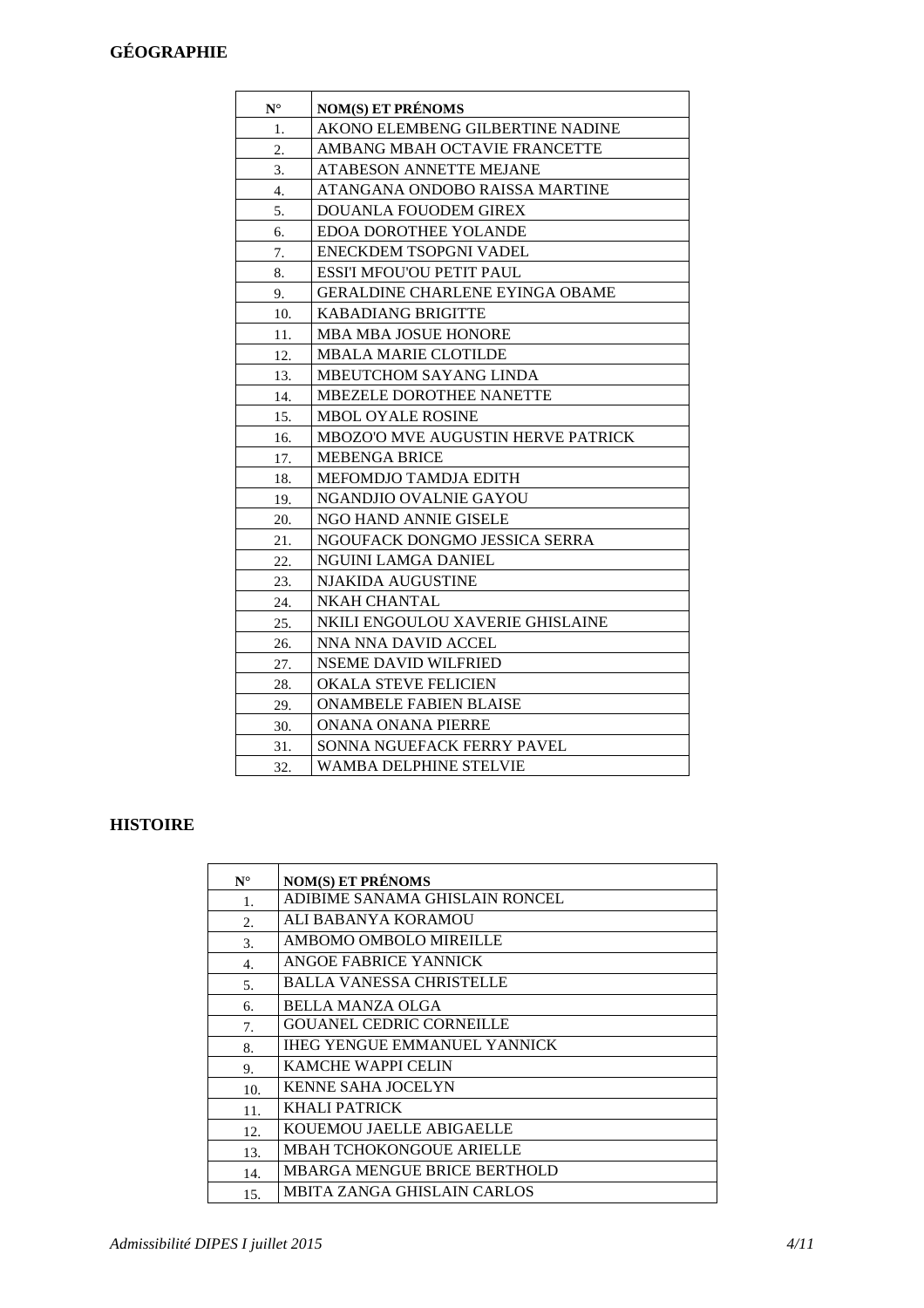## GÉOGRAPHIE

| N° | NOM(S) ET PRÉNOMS |
|---|---|
| 1. | AKONO ELEMBENG GILBERTINE NADINE |
| 2. | AMBANG MBAH OCTAVIE FRANCETTE |
| 3. | ATABESON ANNETTE MEJANE |
| 4. | ATANGANA ONDOBO RAISSA MARTINE |
| 5. | DOUANLA FOUODEM GIREX |
| 6. | EDOA DOROTHEE YOLANDE |
| 7. | ENECKDEM TSOPGNI VADEL |
| 8. | ESSI'I MFOU'OU PETIT PAUL |
| 9. | GERALDINE CHARLENE EYINGA OBAME |
| 10. | KABADIANG BRIGITTE |
| 11. | MBA MBA JOSUE HONORE |
| 12. | MBALA MARIE CLOTILDE |
| 13. | MBEUTCHOM SAYANG LINDA |
| 14. | MBEZELE DOROTHEE NANETTE |
| 15. | MBOL OYALE ROSINE |
| 16. | MBOZO'O MVE AUGUSTIN HERVE PATRICK |
| 17. | MEBENGA BRICE |
| 18. | MEFOMDJO TAMDJA EDITH |
| 19. | NGANDJIO OVALNIE GAYOU |
| 20. | NGO HAND ANNIE GISELE |
| 21. | NGOUFACK DONGMO JESSICA SERRA |
| 22. | NGUINI LAMGA DANIEL |
| 23. | NJAKIDA AUGUSTINE |
| 24. | NKAH CHANTAL |
| 25. | NKILI ENGOULOU XAVERIE GHISLAINE |
| 26. | NNA NNA DAVID ACCEL |
| 27. | NSEME DAVID WILFRIED |
| 28. | OKALA STEVE FELICIEN |
| 29. | ONAMBELE FABIEN BLAISE |
| 30. | ONANA ONANA PIERRE |
| 31. | SONNA NGUEFACK FERRY PAVEL |
| 32. | WAMBA DELPHINE STELVIE |

## HISTOIRE

| N° | NOM(S) ET PRÉNOMS |
|---|---|
| 1. | ADIBIME SANAMA GHISLAIN RONCEL |
| 2. | ALI BABANYA KORAMOU |
| 3. | AMBOMO OMBOLO MIREILLE |
| 4. | ANGOE FABRICE YANNICK |
| 5. | BALLA VANESSA CHRISTELLE |
| 6. | BELLA MANZA OLGA |
| 7. | GOUANEL CEDRIC CORNEILLE |
| 8. | IHEG YENGUE EMMANUEL YANNICK |
| 9. | KAMCHE WAPPI CELIN |
| 10. | KENNE SAHA JOCELYN |
| 11. | KHALI PATRICK |
| 12. | KOUEMOU JAELLE ABIGAELLE |
| 13. | MBAH TCHOKONGOUE ARIELLE |
| 14. | MBARGA MENGUE BRICE BERTHOLD |
| 15. | MBITA ZANGA GHISLAIN CARLOS |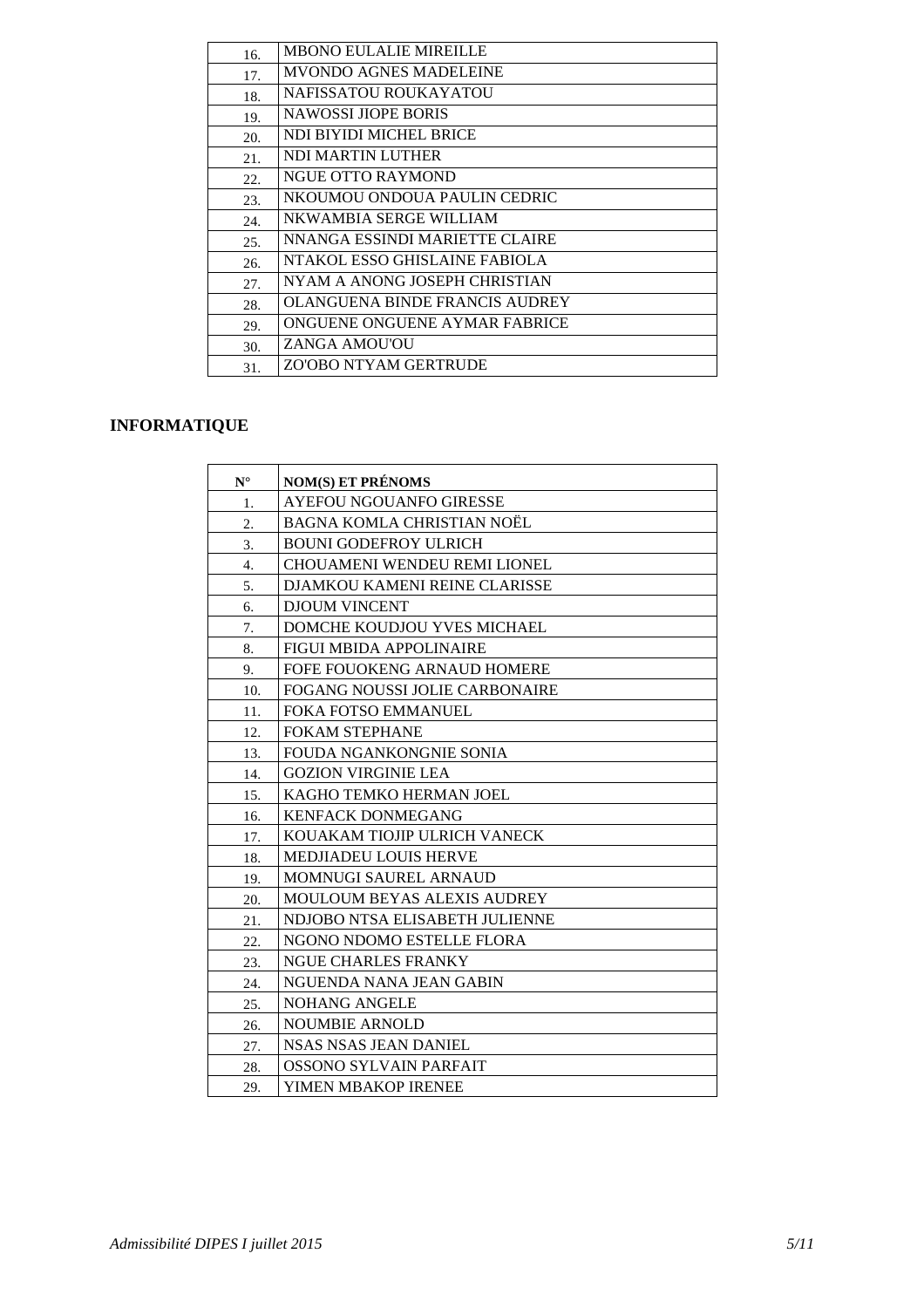| | |
|---|---|
| 16. | MBONO EULALIE MIREILLE |
| 17. | MVONDO AGNES MADELEINE |
| 18. | NAFISSATOU ROUKAYATOU |
| 19. | NAWOSSI JIOPE BORIS |
| 20. | NDI BIYIDI MICHEL BRICE |
| 21. | NDI MARTIN LUTHER |
| 22. | NGUE OTTO RAYMOND |
| 23. | NKOUMOU ONDOUA PAULIN CEDRIC |
| 24. | NKWAMBIA SERGE WILLIAM |
| 25. | NNANGA ESSINDI MARIETTE CLAIRE |
| 26. | NTAKOL ESSO GHISLAINE FABIOLA |
| 27. | NYAM A ANONG JOSEPH CHRISTIAN |
| 28. | OLANGUENA BINDE FRANCIS AUDREY |
| 29. | ONGUENE ONGUENE AYMAR FABRICE |
| 30. | ZANGA AMOU'OU |
| 31. | ZO'OBO NTYAM GERTRUDE |

## INFORMATIQUE

| N° | NOM(S) ET PRÉNOMS |
|---|---|
| 1. | AYEFOU NGOUANFO GIRESSE |
| 2. | BAGNA KOMLA CHRISTIAN NOËL |
| 3. | BOUNI GODEFROY ULRICH |
| 4. | CHOUAMENI WENDEU REMI LIONEL |
| 5. | DJAMKOU KAMENI REINE CLARISSE |
| 6. | DJOUM VINCENT |
| 7. | DOMCHE KOUDJOU YVES MICHAEL |
| 8. | FIGUI MBIDA APPOLINAIRE |
| 9. | FOFE FOUOKENG ARNAUD HOMERE |
| 10. | FOGANG NOUSSI JOLIE CARBONAIRE |
| 11. | FOKA FOTSO EMMANUEL |
| 12. | FOKAM STEPHANE |
| 13. | FOUDA NGANKONGNIE SONIA |
| 14. | GOZION VIRGINIE LEA |
| 15. | KAGHO TEMKO HERMAN JOEL |
| 16. | KENFACK DONMEGANG |
| 17. | KOUAKAM TIOJIP ULRICH VANECK |
| 18. | MEDJIADEU LOUIS HERVE |
| 19. | MOMNUGI SAUREL ARNAUD |
| 20. | MOULOUM BEYAS ALEXIS AUDREY |
| 21. | NDJOBO NTSA ELISABETH JULIENNE |
| 22. | NGONO NDOMO ESTELLE FLORA |
| 23. | NGUE CHARLES FRANKY |
| 24. | NGUENDA NANA JEAN GABIN |
| 25. | NOHANG ANGELE |
| 26. | NOUMBIE ARNOLD |
| 27. | NSAS NSAS JEAN DANIEL |
| 28. | OSSONO SYLVAIN PARFAIT |
| 29. | YIMEN MBAKOP IRENEE |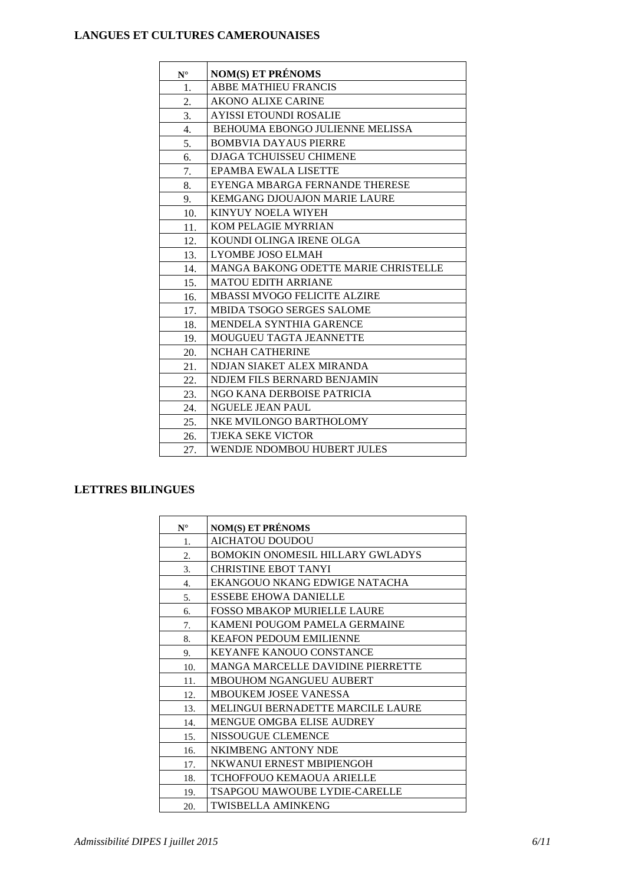## LANGUES ET CULTURES CAMEROUNAISES

| N° | NOM(S) ET PRÉNOMS |
|---|---|
| 1. | ABBE MATHIEU FRANCIS |
| 2. | AKONO ALIXE CARINE |
| 3. | AYISSI ETOUNDI ROSALIE |
| 4. | BEHOUMA EBONGO JULIENNE MELISSA |
| 5. | BOMBVIA DAYAUS PIERRE |
| 6. | DJAGA TCHUISSEU CHIMENE |
| 7. | EPAMBA EWALA LISETTE |
| 8. | EYENGA MBARGA FERNANDE THERESE |
| 9. | KEMGANG DJOUAJON MARIE LAURE |
| 10. | KINYUY NOELA WIYEH |
| 11. | KOM PELAGIE MYRRIAN |
| 12. | KOUNDI OLINGA IRENE OLGA |
| 13. | LYOMBE JOSO ELMAH |
| 14. | MANGA BAKONG ODETTE MARIE CHRISTELLE |
| 15. | MATOU EDITH ARRIANE |
| 16. | MBASSI MVOGO FELICITE ALZIRE |
| 17. | MBIDA TSOGO SERGES SALOME |
| 18. | MENDELA SYNTHIA GARENCE |
| 19. | MOUGUEU TAGTA JEANNETTE |
| 20. | NCHAH CATHERINE |
| 21. | NDJAN SIAKET ALEX MIRANDA |
| 22. | NDJEM FILS BERNARD BENJAMIN |
| 23. | NGO KANA DERBOISE PATRICIA |
| 24. | NGUELE JEAN PAUL |
| 25. | NKE MVILONGO BARTHOLOMY |
| 26. | TJEKA SEKE VICTOR |
| 27. | WENDJE NDOMBOU HUBERT JULES |

## LETTRES BILINGUES

| N° | NOM(S) ET PRÉNOMS |
|---|---|
| 1. | AICHATOU DOUDOU |
| 2. | BOMOKIN ONOMESIL HILLARY GWLADYS |
| 3. | CHRISTINE EBOT TANYI |
| 4. | EKANGOUO NKANG EDWIGE NATACHA |
| 5. | ESSEBE EHOWA DANIELLE |
| 6. | FOSSO MBAKOP MURIELLE LAURE |
| 7. | KAMENI POUGOM PAMELA GERMAINE |
| 8. | KEAFON PEDOUM EMILIENNE |
| 9. | KEYANFE KANOUO CONSTANCE |
| 10. | MANGA MARCELLE DAVIDINE PIERRETTE |
| 11. | MBOUHOM NGANGUEU AUBERT |
| 12. | MBOUKEM JOSEE VANESSA |
| 13. | MELINGUI BERNADETTE MARCILE LAURE |
| 14. | MENGUE OMGBA ELISE AUDREY |
| 15. | NISSOUGUE CLEMENCE |
| 16. | NKIMBENG ANTONY NDE |
| 17. | NKWANUI ERNEST MBIPIENGOH |
| 18. | TCHOFFOUO KEMAOUA ARIELLE |
| 19. | TSAPGOU MAWOUBE LYDIE-CARELLE |
| 20. | TWISBELLA AMINKENG |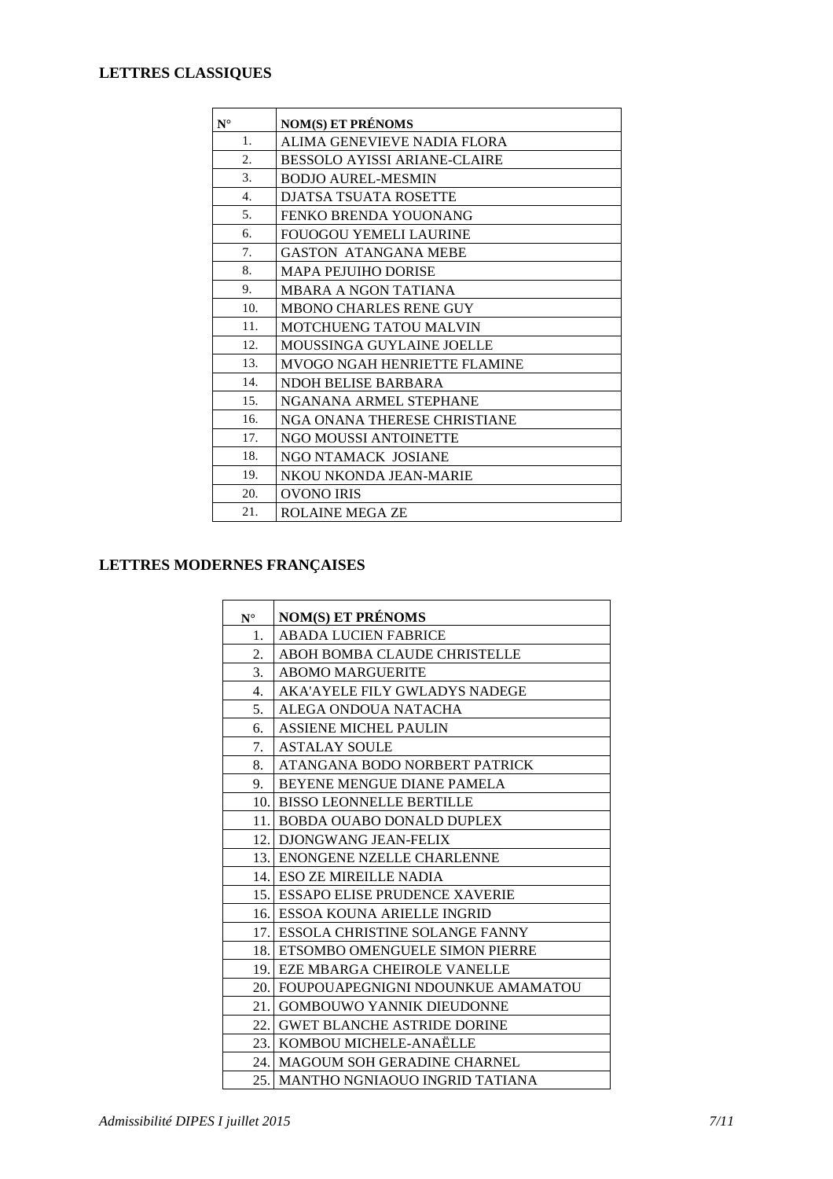## LETTRES CLASSIQUES

| N° | NOM(S) ET PRÉNOMS |
|---|---|
| 1. | ALIMA GENEVIEVE NADIA FLORA |
| 2. | BESSOLO AYISSI ARIANE-CLAIRE |
| 3. | BODJO AUREL-MESMIN |
| 4. | DJATSA TSUATA ROSETTE |
| 5. | FENKO BRENDA YOUONANG |
| 6. | FOUOGOU YEMELI LAURINE |
| 7. | GASTON ATANGANA MEBE |
| 8. | MAPA PEJUIHO DORISE |
| 9. | MBARA A NGON TATIANA |
| 10. | MBONO CHARLES RENE GUY |
| 11. | MOTCHUENG TATOU MALVIN |
| 12. | MOUSSINGA GUYLAINE JOELLE |
| 13. | MVOGO NGAH HENRIETTE FLAMINE |
| 14. | NDOH BELISE BARBARA |
| 15. | NGANANA ARMEL STEPHANE |
| 16. | NGA ONANA THERESE CHRISTIANE |
| 17. | NGO MOUSSI ANTOINETTE |
| 18. | NGO NTAMACK JOSIANE |
| 19. | NKOU NKONDA JEAN-MARIE |
| 20. | OVONO IRIS |
| 21. | ROLAINE MEGA ZE |

## LETTRES MODERNES FRANÇAISES

| N° | NOM(S) ET PRÉNOMS |
|---|---|
| 1. | ABADA LUCIEN FABRICE |
| 2. | ABOH BOMBA CLAUDE CHRISTELLE |
| 3. | ABOMO MARGUERITE |
| 4. | AKA'AYELE FILY GWLADYS NADEGE |
| 5. | ALEGA ONDOUA NATACHA |
| 6. | ASSIENE MICHEL PAULIN |
| 7. | ASTALAY SOULE |
| 8. | ATANGANA BODO NORBERT PATRICK |
| 9. | BEYENE MENGUE DIANE PAMELA |
| 10. | BISSO LEONNELLE BERTILLE |
| 11. | BOBDA OUABO DONALD DUPLEX |
| 12. | DJONGWANG JEAN-FELIX |
| 13. | ENONGENE NZELLE CHARLENNE |
| 14. | ESO ZE MIREILLE NADIA |
| 15. | ESSAPO ELISE PRUDENCE XAVERIE |
| 16. | ESSOA KOUNA ARIELLE INGRID |
| 17. | ESSOLA CHRISTINE SOLANGE FANNY |
| 18. | ETSOMBO OMENGUELE SIMON PIERRE |
| 19. | EZE MBARGA CHEIROLE VANELLE |
| 20. | FOUPOUAPEGNIGNI NDOUNKUE AMAMATOU |
| 21. | GOMBOUWO YANNIK DIEUDONNE |
| 22. | GWET BLANCHE ASTRIDE DORINE |
| 23. | KOMBOU MICHELE-ANAËLLE |
| 24. | MAGOUM SOH GERADINE CHARNEL |
| 25. | MANTHO NGNIAOUO INGRID TATIANA |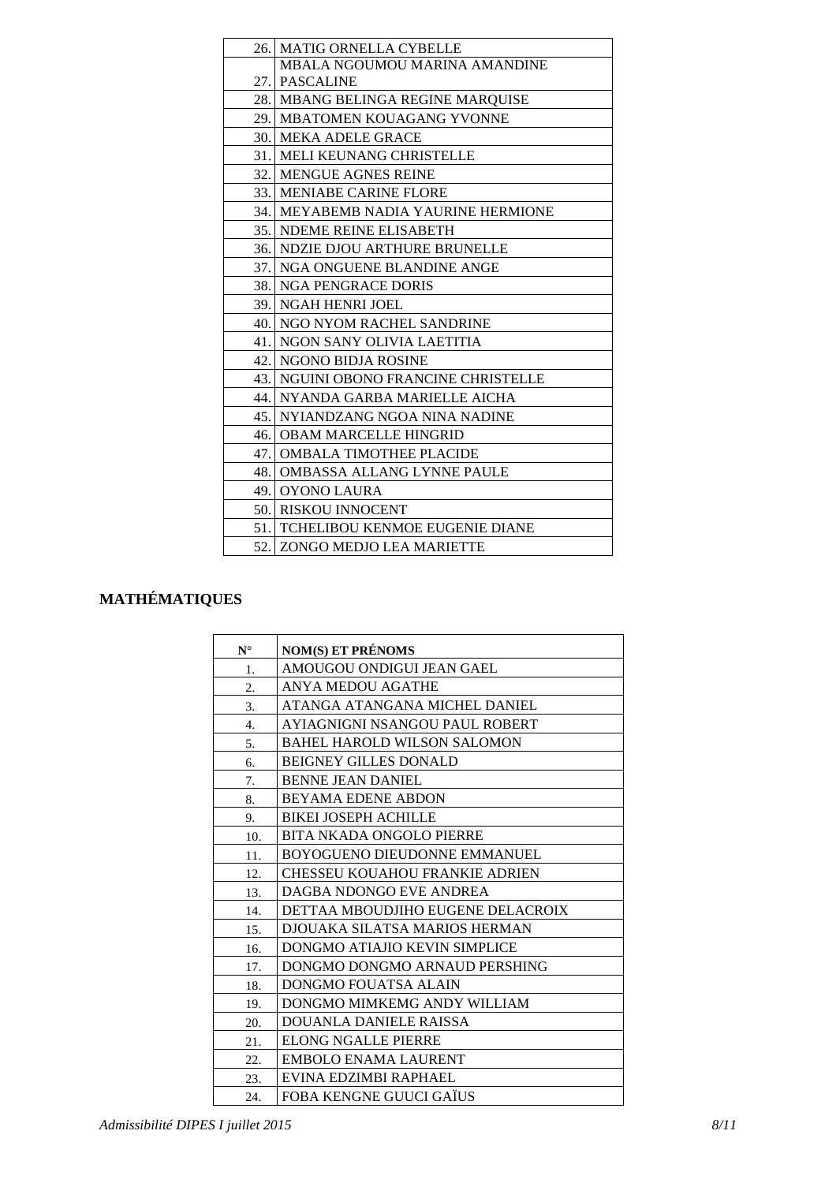| | |
|---|---|
| 26. | MATIG ORNELLA CYBELLE |
| 27. | MBALA NGOUMOU MARINA AMANDINE PASCALINE |
| 28. | MBANG BELINGA REGINE MARQUISE |
| 29. | MBATOMEN KOUAGANG YVONNE |
| 30. | MEKA ADELE GRACE |
| 31. | MELI KEUNANG CHRISTELLE |
| 32. | MENGUE AGNES REINE |
| 33. | MENIABE CARINE FLORE |
| 34. | MEYABEMB NADIA YAURINE HERMIONE |
| 35. | NDEME REINE ELISABETH |
| 36. | NDZIE DJOU ARTHURE BRUNELLE |
| 37. | NGA ONGUENE BLANDINE ANGE |
| 38. | NGA PENGRACE DORIS |
| 39. | NGAH HENRI JOEL |
| 40. | NGO NYOM RACHEL SANDRINE |
| 41. | NGON SANY OLIVIA LAETITIA |
| 42. | NGONO BIDJA ROSINE |
| 43. | NGUINI OBONO FRANCINE CHRISTELLE |
| 44. | NYANDA GARBA MARIELLE AICHA |
| 45. | NYIANDZANG NGOA NINA NADINE |
| 46. | OBAM MARCELLE HINGRID |
| 47. | OMBALA TIMOTHEE PLACIDE |
| 48. | OMBASSA ALLANG LYNNE PAULE |
| 49. | OYONO LAURA |
| 50. | RISKOU INNOCENT |
| 51. | TCHELIBOU KENMOE EUGENIE DIANE |
| 52. | ZONGO MEDJO LEA MARIETTE |

## MATHÉMATIQUES

| N° | NOM(S) ET PRÉNOMS |
|---|---|
| 1. | AMOUGOU ONDIGUI JEAN GAEL |
| 2. | ANYA MEDOU AGATHE |
| 3. | ATANGA ATANGANA MICHEL DANIEL |
| 4. | AYIAGNIGNI NSANGOU PAUL ROBERT |
| 5. | BAHEL HAROLD WILSON SALOMON |
| 6. | BEIGNEY GILLES DONALD |
| 7. | BENNE JEAN DANIEL |
| 8. | BEYAMA EDENE ABDON |
| 9. | BIKEI JOSEPH ACHILLE |
| 10. | BITA NKADA ONGOLO PIERRE |
| 11. | BOYOGUENO DIEUDONNE EMMANUEL |
| 12. | CHESSEU KOUAHOU FRANKIE ADRIEN |
| 13. | DAGBA NDONGO EVE ANDREA |
| 14. | DETTAA MBOUDJIHO EUGENE DELACROIX |
| 15. | DJOUAKA SILATSA MARIOS HERMAN |
| 16. | DONGMO ATIAJIO KEVIN SIMPLICE |
| 17. | DONGMO DONGMO ARNAUD PERSHING |
| 18. | DONGMO FOUATSA ALAIN |
| 19. | DONGMO MIMKEMG ANDY WILLIAM |
| 20. | DOUANLA DANIELE RAISSA |
| 21. | ELONG NGALLE PIERRE |
| 22. | EMBOLO ENAMA LAURENT |
| 23. | EVINA EDZIMBI RAPHAEL |
| 24. | FOBA KENGNE GUUCI GAÏUS |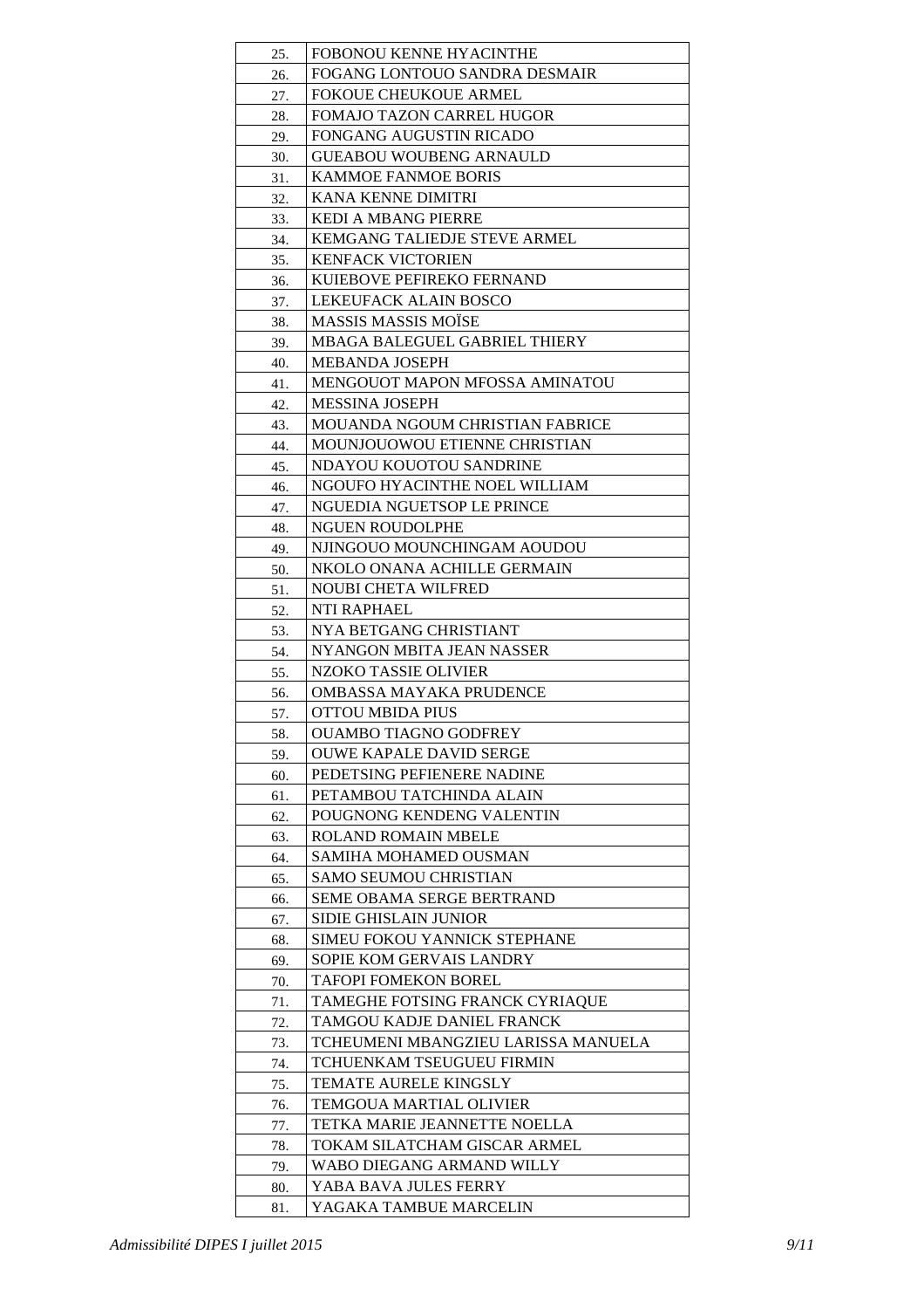| | |
|---|---|
| 25. | FOBONOU KENNE HYACINTHE |
| 26. | FOGANG LONTOUO SANDRA DESMAIR |
| 27. | FOKOUE CHEUKOUE ARMEL |
| 28. | FOMAJO TAZON CARREL HUGOR |
| 29. | FONGANG AUGUSTIN RICADO |
| 30. | GUEABOU WOUBENG ARNAULD |
| 31. | KAMMOE FANMOE BORIS |
| 32. | KANA KENNE DIMITRI |
| 33. | KEDI A MBANG PIERRE |
| 34. | KEMGANG TALIEDJE STEVE ARMEL |
| 35. | KENFACK VICTORIEN |
| 36. | KUIEBOVE PEFIREKO FERNAND |
| 37. | LEKEUFACK ALAIN BOSCO |
| 38. | MASSIS MASSIS MOÏSE |
| 39. | MBAGA BALEGUEL GABRIEL THIERY |
| 40. | MEBANDA JOSEPH |
| 41. | MENGOUOT MAPON MFOSSA AMINATOU |
| 42. | MESSINA JOSEPH |
| 43. | MOUANDA NGOUM CHRISTIAN FABRICE |
| 44. | MOUNJOUOWOU ETIENNE CHRISTIAN |
| 45. | NDAYOU KOUOTOU SANDRINE |
| 46. | NGOUFO HYACINTHE NOEL WILLIAM |
| 47. | NGUEDIA NGUETSOP LE PRINCE |
| 48. | NGUEN ROUDOLPHE |
| 49. | NJINGOUO MOUNCHINGAM AOUDOU |
| 50. | NKOLO ONANA ACHILLE GERMAIN |
| 51. | NOUBI CHETA WILFRED |
| 52. | NTI RAPHAEL |
| 53. | NYA BETGANG CHRISTIANT |
| 54. | NYANGON MBITA JEAN NASSER |
| 55. | NZOKO TASSIE OLIVIER |
| 56. | OMBASSA MAYAKA PRUDENCE |
| 57. | OTTOU MBIDA PIUS |
| 58. | OUAMBO TIAGNO GODFREY |
| 59. | OUWE KAPALE DAVID SERGE |
| 60. | PEDETSING PEFIENERE NADINE |
| 61. | PETAMBOU TATCHINDA ALAIN |
| 62. | POUGNONG KENDENG VALENTIN |
| 63. | ROLAND ROMAIN MBELE |
| 64. | SAMIHA MOHAMED OUSMAN |
| 65. | SAMO SEUMOU CHRISTIAN |
| 66. | SEME OBAMA SERGE BERTRAND |
| 67. | SIDIE GHISLAIN JUNIOR |
| 68. | SIMEU FOKOU YANNICK STEPHANE |
| 69. | SOPIE KOM GERVAIS LANDRY |
| 70. | TAFOPI FOMEKON BOREL |
| 71. | TAMEGHE FOTSING FRANCK CYRIAQUE |
| 72. | TAMGOU KADJE DANIEL FRANCK |
| 73. | TCHEUMENI MBANGZIEU LARISSA MANUELA |
| 74. | TCHUENKAM TSEUGUEU FIRMIN |
| 75. | TEMATE AURELE KINGSLY |
| 76. | TEMGOUA MARTIAL OLIVIER |
| 77. | TETKA MARIE JEANNETTE NOELLA |
| 78. | TOKAM SILATCHAM GISCAR ARMEL |
| 79. | WABO DIEGANG ARMAND WILLY |
| 80. | YABA BAVA JULES FERRY |
| 81. | YAGAKA TAMBUE MARCELIN |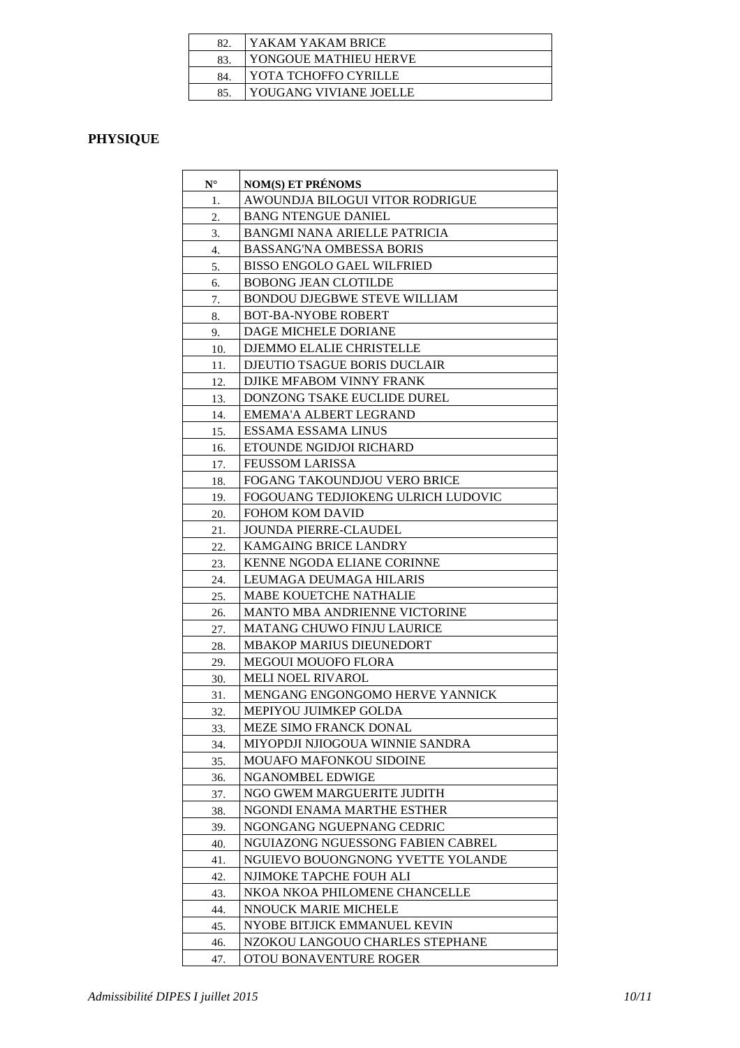| | |
|---|---|
| 82. | YAKAM YAKAM BRICE |
| 83. | YONGOUE MATHIEU HERVE |
| 84. | YOTA TCHOFFO CYRILLE |
| 85. | YOUGANG VIVIANE JOELLE |

## PHYSIQUE

| N° | NOM(S) ET PRÉNOMS |
|---|---|
| 1. | AWOUNDJA BILOGUI VITOR RODRIGUE |
| 2. | BANG NTENGUE DANIEL |
| 3. | BANGMI NANA ARIELLE PATRICIA |
| 4. | BASSANG'NA OMBESSA BORIS |
| 5. | BISSO ENGOLO GAEL WILFRIED |
| 6. | BOBONG JEAN CLOTILDE |
| 7. | BONDOU DJEGBWE STEVE WILLIAM |
| 8. | BOT-BA-NYOBE ROBERT |
| 9. | DAGE MICHELE DORIANE |
| 10. | DJEMMO ELALIE CHRISTELLE |
| 11. | DJEUTIO TSAGUE BORIS DUCLAIR |
| 12. | DJIKE MFABOM VINNY FRANK |
| 13. | DONZONG TSAKE EUCLIDE DUREL |
| 14. | EMEMA'A ALBERT LEGRAND |
| 15. | ESSAMA ESSAMA LINUS |
| 16. | ETOUNDE NGIDJOI RICHARD |
| 17. | FEUSSOM LARISSA |
| 18. | FOGANG TAKOUNDJOU VERO BRICE |
| 19. | FOGOUANG TEDJIOKENG ULRICH LUDOVIC |
| 20. | FOHOM KOM DAVID |
| 21. | JOUNDA PIERRE-CLAUDEL |
| 22. | KAMGAING BRICE LANDRY |
| 23. | KENNE NGODA ELIANE CORINNE |
| 24. | LEUMAGA DEUMAGA HILARIS |
| 25. | MABE KOUETCHE NATHALIE |
| 26. | MANTO MBA ANDRIENNE VICTORINE |
| 27. | MATANG CHUWO FINJU LAURICE |
| 28. | MBAKOP MARIUS DIEUNEDORT |
| 29. | MEGOUI MOUOFO FLORA |
| 30. | MELI NOEL RIVAROL |
| 31. | MENGANG ENGONGOMO HERVE YANNICK |
| 32. | MEPIYOU JUIMKEP GOLDA |
| 33. | MEZE SIMO FRANCK DONAL |
| 34. | MIYOPDJI NJIOGOUA WINNIE SANDRA |
| 35. | MOUAFO MAFONKOU SIDOINE |
| 36. | NGANOMBEL EDWIGE |
| 37. | NGO GWEM MARGUERITE JUDITH |
| 38. | NGONDI ENAMA MARTHE ESTHER |
| 39. | NGONGANG NGUEPNANG CEDRIC |
| 40. | NGUIAZONG NGUESSONG FABIEN CABREL |
| 41. | NGUIEVO BOUONGNONG YVETTE YOLANDE |
| 42. | NJIMOKE TAPCHE FOUH ALI |
| 43. | NKOA NKOA PHILOMENE CHANCELLE |
| 44. | NNOUCK MARIE MICHELE |
| 45. | NYOBE BITJICK EMMANUEL KEVIN |
| 46. | NZOKOU LANGOUO CHARLES STEPHANE |
| 47. | OTOU BONAVENTURE ROGER |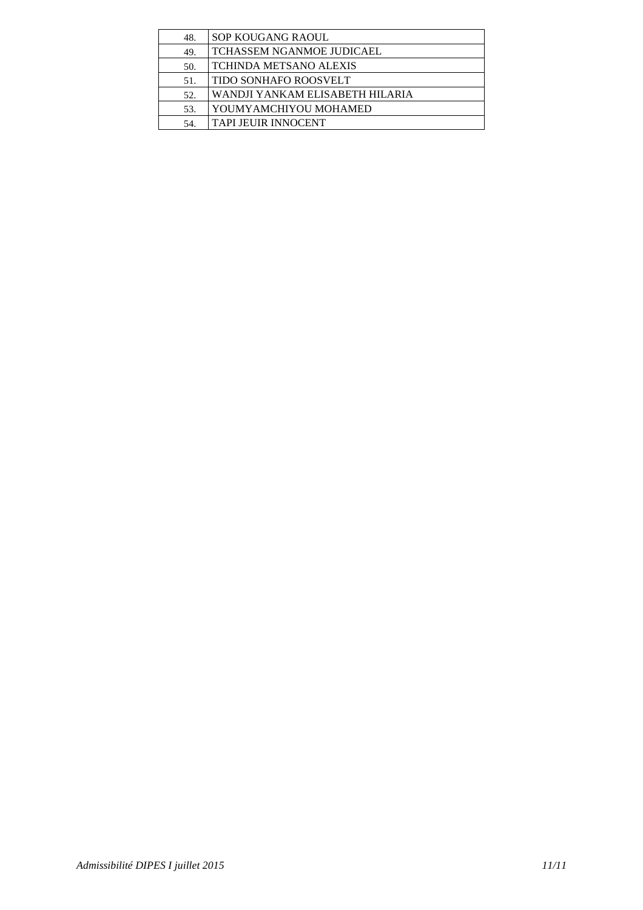| | |
|---|---|
| 48. | SOP KOUGANG RAOUL |
| 49. | TCHASSEM NGANMOE JUDICAEL |
| 50. | TCHINDA METSANO ALEXIS |
| 51. | TIDO SONHAFO ROOSVELT |
| 52. | WANDJI YANKAM ELISABETH HILARIA |
| 53. | YOUMYAMCHIYOU MOHAMED |
| 54. | TAPI JEUIR INNOCENT |